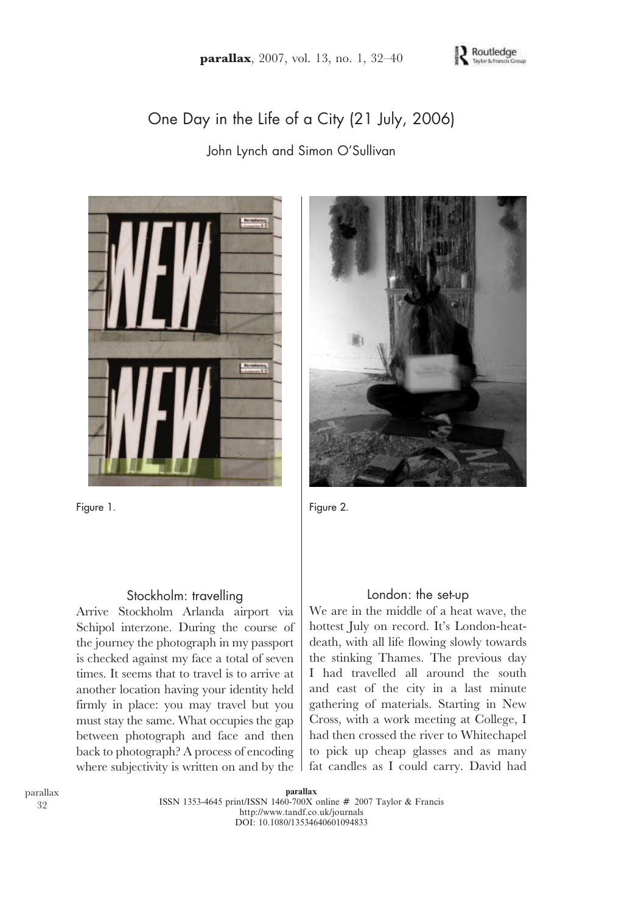# One Day in the Life of a City (21 July, 2006)

John Lynch and Simon O'Sullivan

Figure 1.

Figure 2.

## Stockholm: travelling

Arrive Stockholm Arlanda airport via Schipol interzone. During the course of the journey the photograph in my passport is checked against my face a total of seven times. It seems that to travel is to arrive at another location having your identity held firmly in place: you may travel but you must stay the same. What occupies the gap between photograph and face and then back to photograph? A process of encoding where subjectivity is written on and by the

## London: the set-up

We are in the middle of a heat wave, the hottest July on record. It's London-heat-death, with all life flowing slowly towards the stinking Thames. The previous day I had travelled all around the south and east of the city in a last minute gathering of materials. Starting in New Cross, with a work meeting at College, I had then crossed the river to Whitechapel to pick up cheap glasses and as many fat candles as I could carry. David had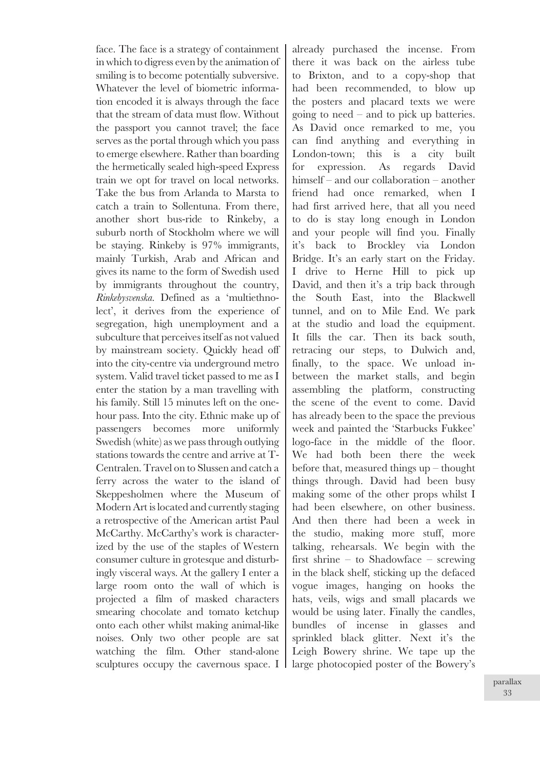face. The face is a strategy of containment in which to digress even by the animation of smiling is to become potentially subversive. Whatever the level of biometric information encoded it is always through the face that the stream of data must flow. Without the passport you cannot travel; the face serves as the portal through which you pass to emerge elsewhere. Rather than boarding the hermetically sealed high-speed Express train we opt for travel on local networks. Take the bus from Arlanda to Marsta to catch a train to Sollentuna. From there, another short bus-ride to Rinkeby, a suburb north of Stockholm where we will be staying. Rinkeby is 97% immigrants, mainly Turkish, Arab and African and gives its name to the form of Swedish used by immigrants throughout the country, *Rinkebysvenska*. Defined as a 'multiethnolect', it derives from the experience of segregation, high unemployment and a subculture that perceives itself as not valued by mainstream society. Quickly head off into the city-centre via underground metro system. Valid travel ticket passed to me as I enter the station by a man travelling with his family. Still 15 minutes left on the one-hour pass. Into the city. Ethnic make up of passengers becomes more uniformly Swedish (white) as we pass through outlying stations towards the centre and arrive at T-Centralen. Travel on to Slussen and catch a ferry across the water to the island of Skeppesholmen where the Museum of Modern Art is located and currently staging a retrospective of the American artist Paul McCarthy. McCarthy's work is characterized by the use of the staples of Western consumer culture in grotesque and disturbingly visceral ways. At the gallery I enter a large room onto the wall of which is projected a film of masked characters smearing chocolate and tomato ketchup onto each other whilst making animal-like noises. Only two other people are sat watching the film. Other stand-alone sculptures occupy the cavernous space. I already purchased the incense. From there it was back on the airless tube to Brixton, and to a copy-shop that had been recommended, to blow up the posters and placard texts we were going to need – and to pick up batteries. As David once remarked to me, you can find anything and everything in London-town; this is a city built for expression. As regards David himself – and our collaboration – another friend had once remarked, when I had first arrived here, that all you need to do is stay long enough in London and your people will find you. Finally it's back to Brockley via London Bridge. It's an early start on the Friday. I drive to Herne Hill to pick up David, and then it's a trip back through the South East, into the Blackwell tunnel, and on to Mile End. We park at the studio and load the equipment. It fills the car. Then its back south, retracing our steps, to Dulwich and, finally, to the space. We unload in-between the market stalls, and begin assembling the platform, constructing the scene of the event to come. David has already been to the space the previous week and painted the 'Starbucks Fukkee' logo-face in the middle of the floor. We had both been there the week before that, measured things up – thought things through. David had been busy making some of the other props whilst I had been elsewhere, on other business. And then there had been a week in the studio, making more stuff, more talking, rehearsals. We begin with the first shrine – to Shadowface – screwing in the black shelf, sticking up the defaced vogue images, hanging on hooks the hats, veils, wigs and small placards we would be using later. Finally the candles, bundles of incense in glasses and sprinkled black glitter. Next it's the Leigh Bowery shrine. We tape up the large photocopied poster of the Bowery's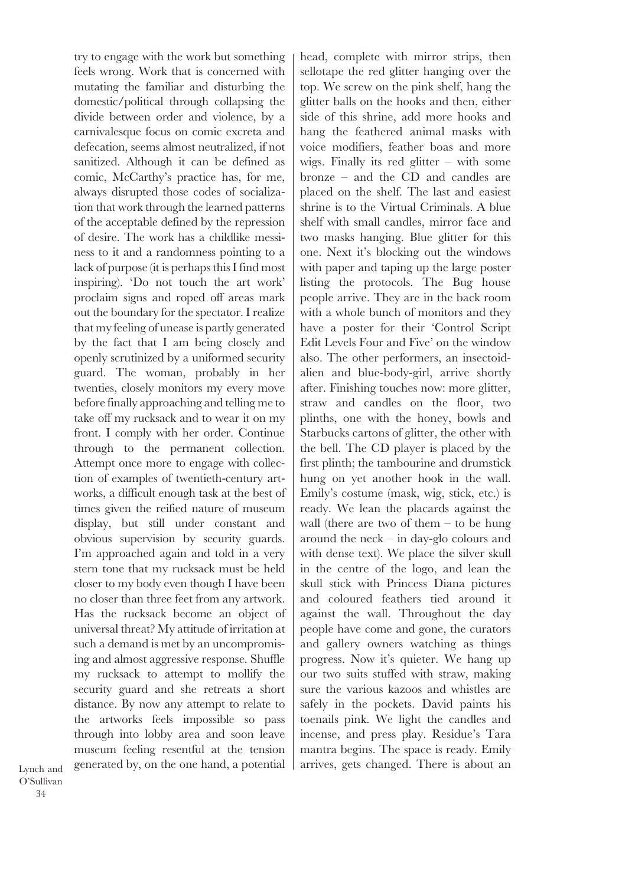try to engage with the work but something feels wrong. Work that is concerned with mutating the familiar and disturbing the domestic/political through collapsing the divide between order and violence, by a carnivalesque focus on comic excreta and defecation, seems almost neutralized, if not sanitized. Although it can be defined as comic, McCarthy's practice has, for me, always disrupted those codes of socialization that work through the learned patterns of the acceptable defined by the repression of desire. The work has a childlike messiness to it and a randomness pointing to a lack of purpose (it is perhaps this I find most inspiring). 'Do not touch the art work' proclaim signs and roped off areas mark out the boundary for the spectator. I realize that my feeling of unease is partly generated by the fact that I am being closely and openly scrutinized by a uniformed security guard. The woman, probably in her twenties, closely monitors my every move before finally approaching and telling me to take off my rucksack and to wear it on my front. I comply with her order. Continue through to the permanent collection. Attempt once more to engage with collection of examples of twentieth-century artworks, a difficult enough task at the best of times given the reified nature of museum display, but still under constant and obvious supervision by security guards. I'm approached again and told in a very stern tone that my rucksack must be held closer to my body even though I have been no closer than three feet from any artwork. Has the rucksack become an object of universal threat? My attitude of irritation at such a demand is met by an uncompromising and almost aggressive response. Shuffle my rucksack to attempt to mollify the security guard and she retreats a short distance. By now any attempt to relate to the artworks feels impossible so pass through into lobby area and soon leave museum feeling resentful at the tension generated by, on the one hand, a potential head, complete with mirror strips, then sellotape the red glitter hanging over the top. We screw on the pink shelf, hang the glitter balls on the hooks and then, either side of this shrine, add more hooks and hang the feathered animal masks with voice modifiers, feather boas and more wigs. Finally its red glitter – with some bronze – and the CD and candles are placed on the shelf. The last and easiest shrine is to the Virtual Criminals. A blue shelf with small candles, mirror face and two masks hanging. Blue glitter for this one. Next it's blocking out the windows with paper and taping up the large poster listing the protocols. The Bug house people arrive. They are in the back room with a whole bunch of monitors and they have a poster for their 'Control Script Edit Levels Four and Five' on the window also. The other performers, an insectoid-alien and blue-body-girl, arrive shortly after. Finishing touches now: more glitter, straw and candles on the floor, two plinths, one with the honey, bowls and Starbucks cartons of glitter, the other with the bell. The CD player is placed by the first plinth; the tambourine and drumstick hung on yet another hook in the wall. Emily's costume (mask, wig, stick, etc.) is ready. We lean the placards against the wall (there are two of them – to be hung around the neck – in day-glo colours and with dense text). We place the silver skull in the centre of the logo, and lean the skull stick with Princess Diana pictures and coloured feathers tied around it against the wall. Throughout the day people have come and gone, the curators and gallery owners watching as things progress. Now it's quieter. We hang up our two suits stuffed with straw, making sure the various kazoos and whistles are safely in the pockets. David paints his toenails pink. We light the candles and incense, and press play. Residue's Tara mantra begins. The space is ready. Emily arrives, gets changed. There is about an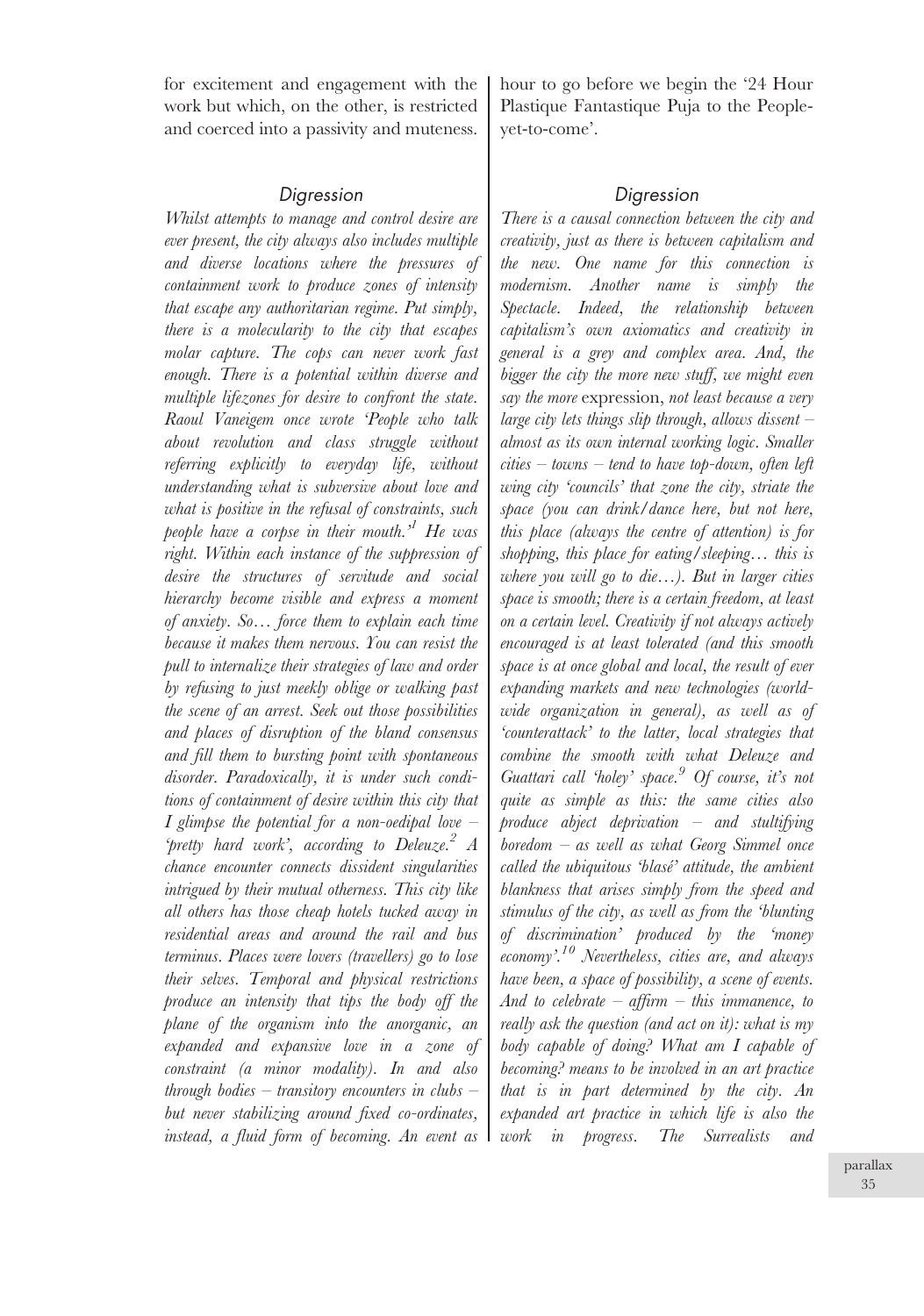for excitement and engagement with the work but which, on the other, is restricted and coerced into a passivity and muteness.

### *Digression*

*Whilst attempts to manage and control desire are ever present, the city always also includes multiple and diverse locations where the pressures of containment work to produce zones of intensity that escape any authoritarian regime. Put simply, there is a molecularity to the city that escapes molar capture. The cops can never work fast enough. There is a potential within diverse and multiple lifezones for desire to confront the state. Raoul Vaneigem once wrote 'People who talk about revolution and class struggle without referring explicitly to everyday life, without understanding what is subversive about love and what is positive in the refusal of constraints, such people have a corpse in their mouth.'[1] He was right. Within each instance of the suppression of desire the structures of servitude and social hierarchy become visible and express a moment of anxiety. So… force them to explain each time because it makes them nervous. You can resist the pull to internalize their strategies of law and order by refusing to just meekly oblige or walking past the scene of an arrest. Seek out those possibilities and places of disruption of the bland consensus and fill them to bursting point with spontaneous disorder. Paradoxically, it is under such conditions of containment of desire within this city that I glimpse the potential for a non-oedipal love – 'pretty hard work', according to Deleuze.[2] A chance encounter connects dissident singularities intrigued by their mutual otherness. This city like all others has those cheap hotels tucked away in residential areas and around the rail and bus terminus. Places were lovers (travellers) go to lose their selves. Temporal and physical restrictions produce an intensity that tips the body off the plane of the organism into the anorganic, an expanded and expansive love in a zone of constraint (a minor modality). In and also through bodies – transitory encounters in clubs – but never stabilizing around fixed co-ordinates, instead, a fluid form of becoming. An event as* hour to go before we begin the '24 Hour Plastique Fantastique Puja to the People-yet-to-come'.

### *Digression*

*There is a causal connection between the city and creativity, just as there is between capitalism and the new. One name for this connection is modernism. Another name is simply the Spectacle. Indeed, the relationship between capitalism's own axiomatics and creativity in general is a grey and complex area. And, the bigger the city the more new stuff, we might even say the more* expression, *not least because a very large city lets things slip through, allows dissent – almost as its own internal working logic. Smaller cities – towns – tend to have top-down, often left wing city 'councils' that zone the city, striate the space (you can drink/dance here, but not here, this place (always the centre of attention) is for shopping, this place for eating/sleeping… this is where you will go to die…). But in larger cities space is smooth; there is a certain freedom, at least on a certain level. Creativity if not always actively encouraged is at least tolerated (and this smooth space is at once global and local, the result of ever expanding markets and new technologies (world-wide organization in general), as well as of 'counterattack' to the latter, local strategies that combine the smooth with what Deleuze and Guattari call 'holey' space.[9] Of course, it's not quite as simple as this: the same cities also produce abject deprivation – and stultifying boredom – as well as what Georg Simmel once called the ubiquitous 'blasé' attitude, the ambient blankness that arises simply from the speed and stimulus of the city, as well as from the 'blunting of discrimination' produced by the 'money economy'.[10] Nevertheless, cities are, and always have been, a space of possibility, a scene of events. And to celebrate – affirm – this immanence, to really ask the question (and act on it): what is my body capable of doing? What am I capable of becoming? means to be involved in an art practice that is in part determined by the city. An expanded art practice in which life is also the work in progress. The Surrealists and*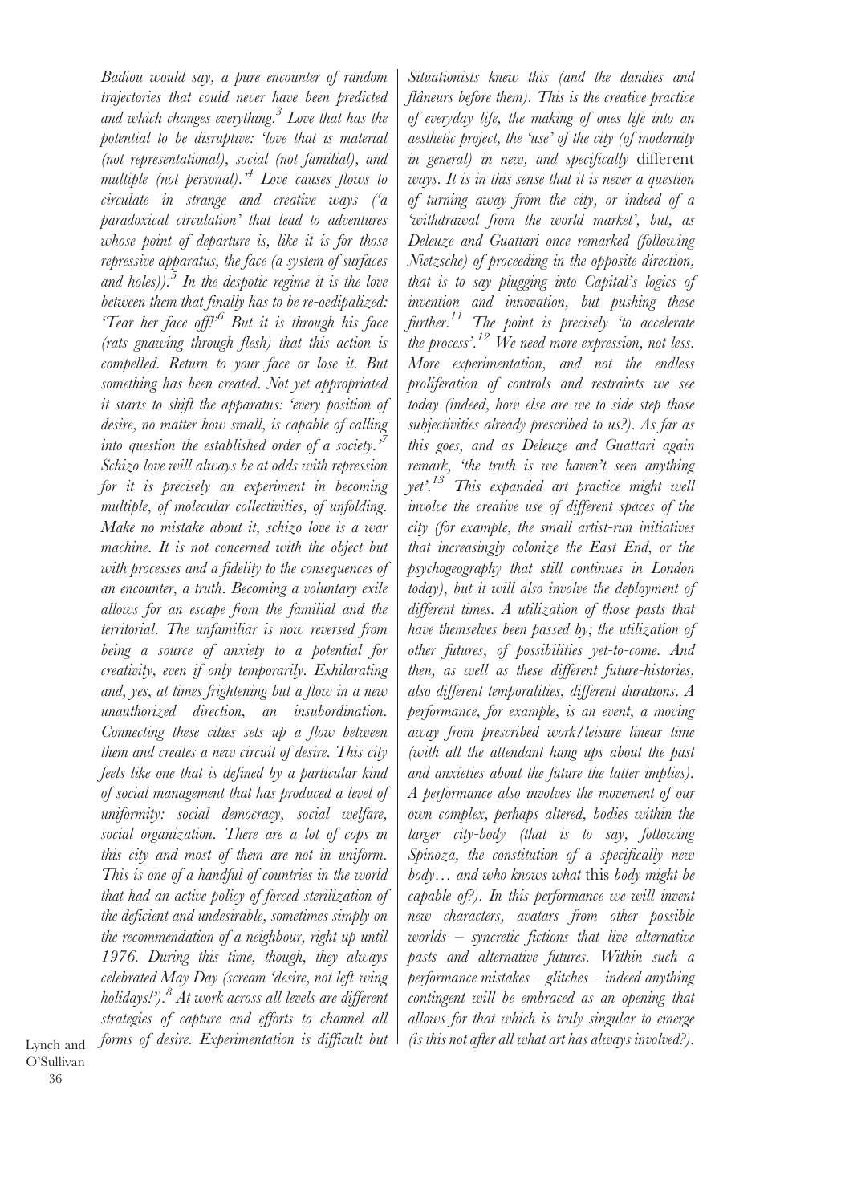*Badiou would say, a pure encounter of random trajectories that could never have been predicted and which changes everything.*[3] *Love that has the potential to be disruptive: 'love that is material (not representational), social (not familial), and multiple (not personal).'*[4] *Love causes flows to circulate in strange and creative ways ('a paradoxical circulation' that lead to adventures whose point of departure is, like it is for those repressive apparatus, the face (a system of surfaces and holes)).*[5] *In the despotic regime it is the love between them that finally has to be re-oedipalized: 'Tear her face off!'*[6] *But it is through his face (rats gnawing through flesh) that this action is compelled. Return to your face or lose it. But something has been created. Not yet appropriated it starts to shift the apparatus: 'every position of desire, no matter how small, is capable of calling into question the established order of a society.'*[7] *Schizo love will always be at odds with repression for it is precisely an experiment in becoming multiple, of molecular collectivities, of unfolding. Make no mistake about it, schizo love is a war machine. It is not concerned with the object but with processes and a fidelity to the consequences of an encounter, a truth. Becoming a voluntary exile allows for an escape from the familial and the territorial. The unfamiliar is now reversed from being a source of anxiety to a potential for creativity, even if only temporarily. Exhilarating and, yes, at times frightening but a flow in a new unauthorized direction, an insubordination. Connecting these cities sets up a flow between them and creates a new circuit of desire. This city feels like one that is defined by a particular kind of social management that has produced a level of uniformity: social democracy, social welfare, social organization. There are a lot of cops in this city and most of them are not in uniform. This is one of a handful of countries in the world that had an active policy of forced sterilization of the deficient and undesirable, sometimes simply on the recommendation of a neighbour, right up until 1976. During this time, though, they always celebrated May Day (scream 'desire, not left-wing holidays!').*[8] *At work across all levels are different strategies of capture and efforts to channel all forms of desire. Experimentation is difficult but Situationists knew this (and the dandies and flâneurs before them). This is the creative practice of everyday life, the making of ones life into an aesthetic project, the 'use' of the city (of modernity in general) in new, and specifically* different *ways. It is in this sense that it is never a question of turning away from the city, or indeed of a 'withdrawal from the world market', but, as Deleuze and Guattari once remarked (following Nietzsche) of proceeding in the opposite direction, that is to say plugging into Capital's logics of invention and innovation, but pushing these further.*[11] *The point is precisely 'to accelerate the process'.*[12] *We need more expression, not less. More experimentation, and not the endless proliferation of controls and restraints we see today (indeed, how else are we to side step those subjectivities already prescribed to us?). As far as this goes, and as Deleuze and Guattari again remark, 'the truth is we haven't seen anything yet'.*[13] *This expanded art practice might well involve the creative use of different spaces of the city (for example, the small artist-run initiatives that increasingly colonize the East End, or the psychogeography that still continues in London today), but it will also involve the deployment of different times. A utilization of those pasts that have themselves been passed by; the utilization of other futures, of possibilities yet-to-come. And then, as well as these different future-histories, also different temporalities, different durations. A performance, for example, is an event, a moving away from prescribed work/leisure linear time (with all the attendant hang ups about the past and anxieties about the future the latter implies). A performance also involves the movement of our own complex, perhaps altered, bodies within the larger city-body (that is to say, following Spinoza, the constitution of a specifically new body… and who knows what* this *body might be capable of?). In this performance we will invent new characters, avatars from other possible worlds – syncretic fictions that live alternative pasts and alternative futures. Within such a performance mistakes – glitches – indeed anything contingent will be embraced as an opening that allows for that which is truly singular to emerge (is this not after all what art has always involved?).*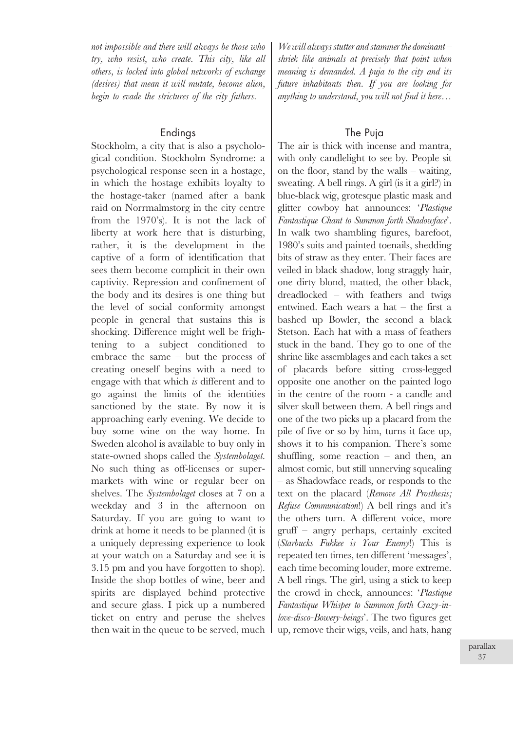*not impossible and there will always be those who try, who resist, who create. This city, like all others, is locked into global networks of exchange (desires) that mean it will mutate, become alien, begin to evade the strictures of the city fathers.*

## Endings

Stockholm, a city that is also a psychological condition. Stockholm Syndrome: a psychological response seen in a hostage, in which the hostage exhibits loyalty to the hostage-taker (named after a bank raid on Norrmalmstorg in the city centre from the 1970's). It is not the lack of liberty at work here that is disturbing, rather, it is the development in the captive of a form of identification that sees them become complicit in their own captivity. Repression and confinement of the body and its desires is one thing but the level of social conformity amongst people in general that sustains this is shocking. Difference might well be frightening to a subject conditioned to embrace the same – but the process of creating oneself begins with a need to engage with that which *is* different and to go against the limits of the identities sanctioned by the state. By now it is approaching early evening. We decide to buy some wine on the way home. In Sweden alcohol is available to buy only in state-owned shops called the *Systembolaget*. No such thing as off-licenses or supermarkets with wine or regular beer on shelves. The *Systembolaget* closes at 7 on a weekday and 3 in the afternoon on Saturday. If you are going to want to drink at home it needs to be planned (it is a uniquely depressing experience to look at your watch on a Saturday and see it is 3.15 pm and you have forgotten to shop). Inside the shop bottles of wine, beer and spirits are displayed behind protective and secure glass. I pick up a numbered ticket on entry and peruse the shelves then wait in the queue to be served, much

*We will always stutter and stammer the dominant – shriek like animals at precisely that point when meaning is demanded. A puja to the city and its future inhabitants then. If you are looking for anything to understand, you will not find it here…*

## The Puja

The air is thick with incense and mantra, with only candlelight to see by. People sit on the floor, stand by the walls – waiting, sweating. A bell rings. A girl (is it a girl?) in blue-black wig, grotesque plastic mask and glitter cowboy hat announces: '*Plastique Fantastique Chant to Summon forth Shadowface*'. In walk two shambling figures, barefoot, 1980's suits and painted toenails, shedding bits of straw as they enter. Their faces are veiled in black shadow, long straggly hair, one dirty blond, matted, the other black, dreadlocked – with feathers and twigs entwined. Each wears a hat – the first a bashed up Bowler, the second a black Stetson. Each hat with a mass of feathers stuck in the band. They go to one of the shrine like assemblages and each takes a set of placards before sitting cross-legged opposite one another on the painted logo in the centre of the room - a candle and silver skull between them. A bell rings and one of the two picks up a placard from the pile of five or so by him, turns it face up, shows it to his companion. There's some shuffling, some reaction – and then, an almost comic, but still unnerving squealing – as Shadowface reads, or responds to the text on the placard (*Remove All Prosthesis; Refuse Communication*!) A bell rings and it's the others turn. A different voice, more gruff – angry perhaps, certainly excited (*Starbucks Fukkee is Your Enemy*!) This is repeated ten times, ten different 'messages', each time becoming louder, more extreme. A bell rings. The girl, using a stick to keep the crowd in check, announces: '*Plastique Fantastique Whisper to Summon forth Crazy-in-love-disco-Bowery-beings*'. The two figures get up, remove their wigs, veils, and hats, hang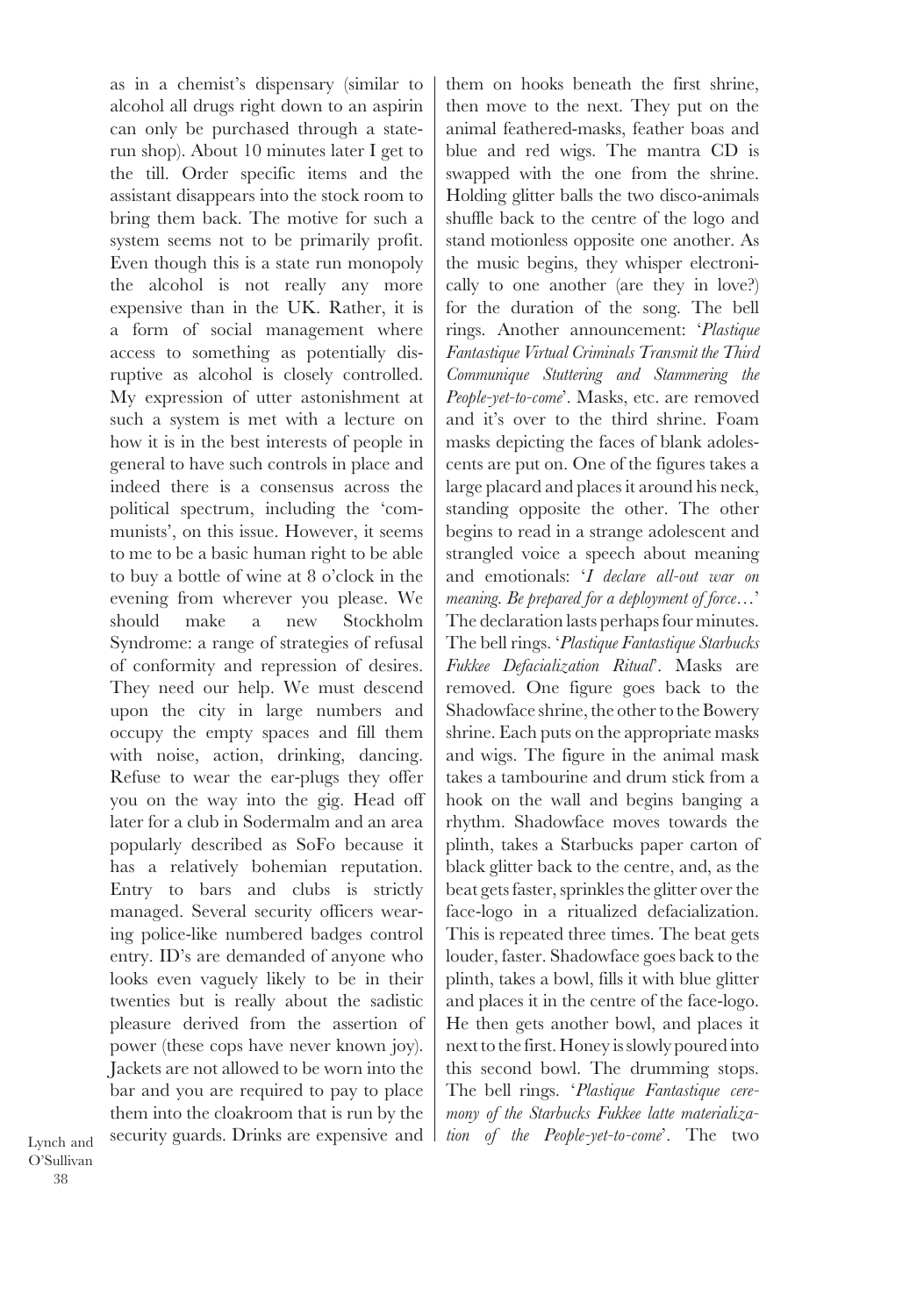as in a chemist's dispensary (similar to alcohol all drugs right down to an aspirin can only be purchased through a state-run shop). About 10 minutes later I get to the till. Order specific items and the assistant disappears into the stock room to bring them back. The motive for such a system seems not to be primarily profit. Even though this is a state run monopoly the alcohol is not really any more expensive than in the UK. Rather, it is a form of social management where access to something as potentially disruptive as alcohol is closely controlled. My expression of utter astonishment at such a system is met with a lecture on how it is in the best interests of people in general to have such controls in place and indeed there is a consensus across the political spectrum, including the 'communists', on this issue. However, it seems to me to be a basic human right to be able to buy a bottle of wine at 8 o'clock in the evening from wherever you please. We should make a new Stockholm Syndrome: a range of strategies of refusal of conformity and repression of desires. They need our help. We must descend upon the city in large numbers and occupy the empty spaces and fill them with noise, action, drinking, dancing. Refuse to wear the ear-plugs they offer you on the way into the gig. Head off later for a club in Sodermalm and an area popularly described as SoFo because it has a relatively bohemian reputation. Entry to bars and clubs is strictly managed. Several security officers wearing police-like numbered badges control entry. ID's are demanded of anyone who looks even vaguely likely to be in their twenties but is really about the sadistic pleasure derived from the assertion of power (these cops have never known joy). Jackets are not allowed to be worn into the bar and you are required to pay to place them into the cloakroom that is run by the security guards. Drinks are expensive and them on hooks beneath the first shrine, then move to the next. They put on the animal feathered-masks, feather boas and blue and red wigs. The mantra CD is swapped with the one from the shrine. Holding glitter balls the two disco-animals shuffle back to the centre of the logo and stand motionless opposite one another. As the music begins, they whisper electronically to one another (are they in love?) for the duration of the song. The bell rings. Another announcement: '*Plastique Fantastique Virtual Criminals Transmit the Third Communique Stuttering and Stammering the People-yet-to-come*'. Masks, etc. are removed and it's over to the third shrine. Foam masks depicting the faces of blank adolescents are put on. One of the figures takes a large placard and places it around his neck, standing opposite the other. The other begins to read in a strange adolescent and strangled voice a speech about meaning and emotionals: '*I declare all-out war on meaning. Be prepared for a deployment of force*…' The declaration lasts perhaps four minutes. The bell rings. '*Plastique Fantastique Starbucks Fukkee Defacialization Ritual*'. Masks are removed. One figure goes back to the Shadowface shrine, the other to the Bowery shrine. Each puts on the appropriate masks and wigs. The figure in the animal mask takes a tambourine and drum stick from a hook on the wall and begins banging a rhythm. Shadowface moves towards the plinth, takes a Starbucks paper carton of black glitter back to the centre, and, as the beat gets faster, sprinkles the glitter over the face-logo in a ritualized defacialization. This is repeated three times. The beat gets louder, faster. Shadowface goes back to the plinth, takes a bowl, fills it with blue glitter and places it in the centre of the face-logo. He then gets another bowl, and places it next to the first. Honey is slowly poured into this second bowl. The drumming stops. The bell rings. '*Plastique Fantastique ceremony of the Starbucks Fukkee latte materialization of the People-yet-to-come*'. The two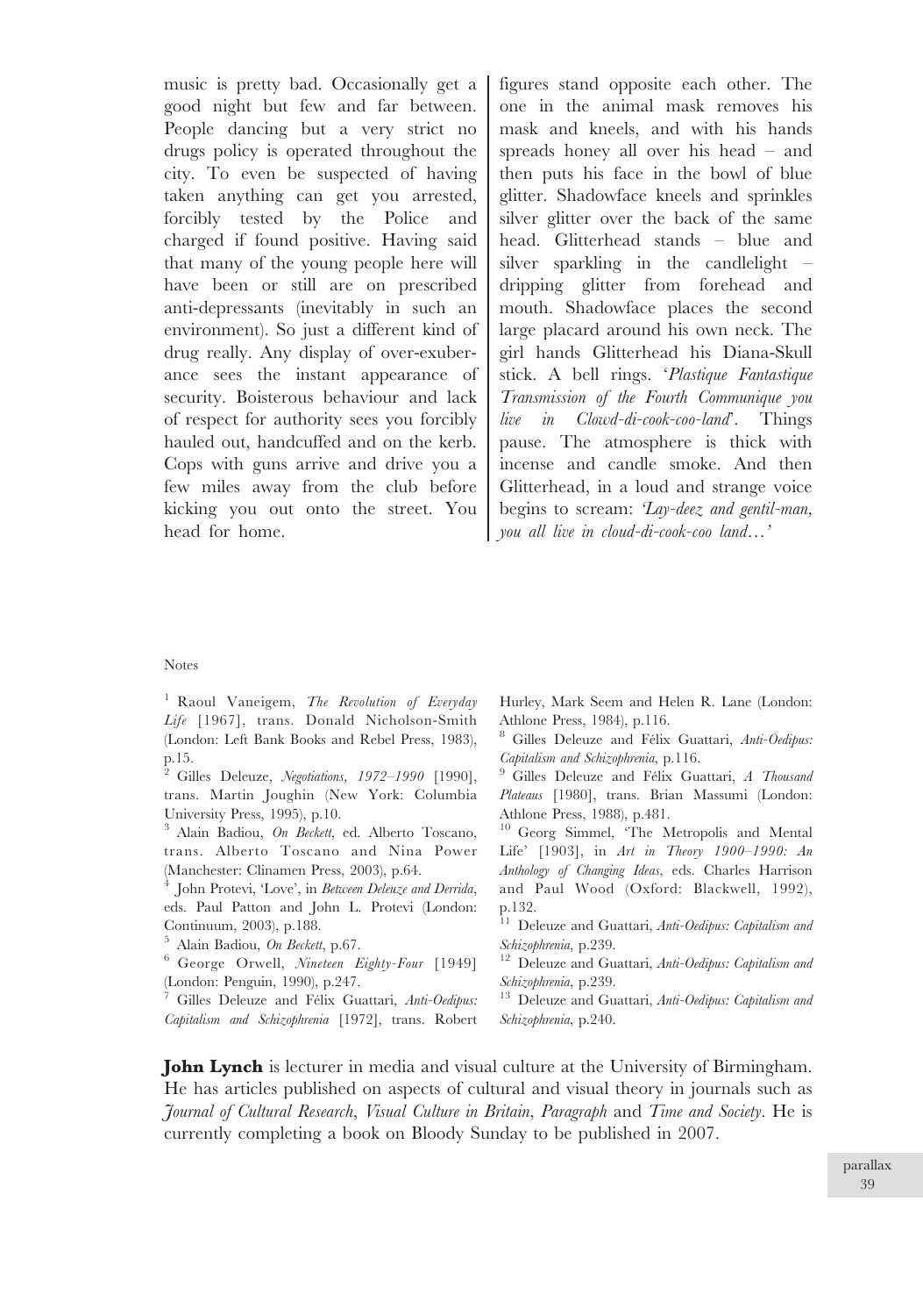music is pretty bad. Occasionally get a good night but few and far between. People dancing but a very strict no drugs policy is operated throughout the city. To even be suspected of having taken anything can get you arrested, forcibly tested by the Police and charged if found positive. Having said that many of the young people here will have been or still are on prescribed anti-depressants (inevitably in such an environment). So just a different kind of drug really. Any display of over-exuberance sees the instant appearance of security. Boisterous behaviour and lack of respect for authority sees you forcibly hauled out, handcuffed and on the kerb. Cops with guns arrive and drive you a few miles away from the club before kicking you out onto the street. You head for home.

figures stand opposite each other. The one in the animal mask removes his mask and kneels, and with his hands spreads honey all over his head – and then puts his face in the bowl of blue glitter. Shadowface kneels and sprinkles silver glitter over the back of the same head. Glitterhead stands – blue and silver sparkling in the candlelight – dripping glitter from forehead and mouth. Shadowface places the second large placard around his own neck. The girl hands Glitterhead his Diana-Skull stick. A bell rings. '*Plastique Fantastique Transmission of the Fourth Communique you live in Clowd-di-cook-coo-land*'. Things pause. The atmosphere is thick with incense and candle smoke. And then Glitterhead, in a loud and strange voice begins to scream: *'Lay-deez and gentil-man, you all live in cloud-di-cook-coo land…'*

Notes

1 Raoul Vaneigem, *The Revolution of Everyday Life* [1967], trans. Donald Nicholson-Smith (London: Left Bank Books and Rebel Press, 1983), p.15.

2 Gilles Deleuze, *Negotiations, 1972–1990* [1990], trans. Martin Joughin (New York: Columbia University Press, 1995), p.10.

3 Alain Badiou, *On Beckett*, ed. Alberto Toscano, trans. Alberto Toscano and Nina Power (Manchester: Clinamen Press, 2003), p.64.

4 John Protevi, 'Love', in *Between Deleuze and Derrida*, eds. Paul Patton and John L. Protevi (London: Continuum, 2003), p.188.

5 Alain Badiou, *On Beckett*, p.67.

6 George Orwell, *Nineteen Eighty-Four* [1949] (London: Penguin, 1990), p.247.

7 Gilles Deleuze and Félix Guattari, *Anti-Oedipus: Capitalism and Schizophrenia* [1972], trans. Robert Hurley, Mark Seem and Helen R. Lane (London: Athlone Press, 1984), p.116.

8 Gilles Deleuze and Félix Guattari, *Anti-Oedipus: Capitalism and Schizophrenia*, p.116.

9 Gilles Deleuze and Félix Guattari, *A Thousand Plateaus* [1980], trans. Brian Massumi (London: Athlone Press, 1988), p.481.

10 Georg Simmel, 'The Metropolis and Mental Life' [1903], in *Art in Theory 1900–1990: An Anthology of Changing Ideas*, eds. Charles Harrison and Paul Wood (Oxford: Blackwell, 1992), p.132.

11 Deleuze and Guattari, *Anti-Oedipus: Capitalism and Schizophrenia*, p.239.

12 Deleuze and Guattari, *Anti-Oedipus: Capitalism and Schizophrenia*, p.239.

13 Deleuze and Guattari, *Anti-Oedipus: Capitalism and Schizophrenia*, p.240.

**John Lynch** is lecturer in media and visual culture at the University of Birmingham. He has articles published on aspects of cultural and visual theory in journals such as *Journal of Cultural Research*, *Visual Culture in Britain*, *Paragraph* and *Time and Society*. He is currently completing a book on Bloody Sunday to be published in 2007.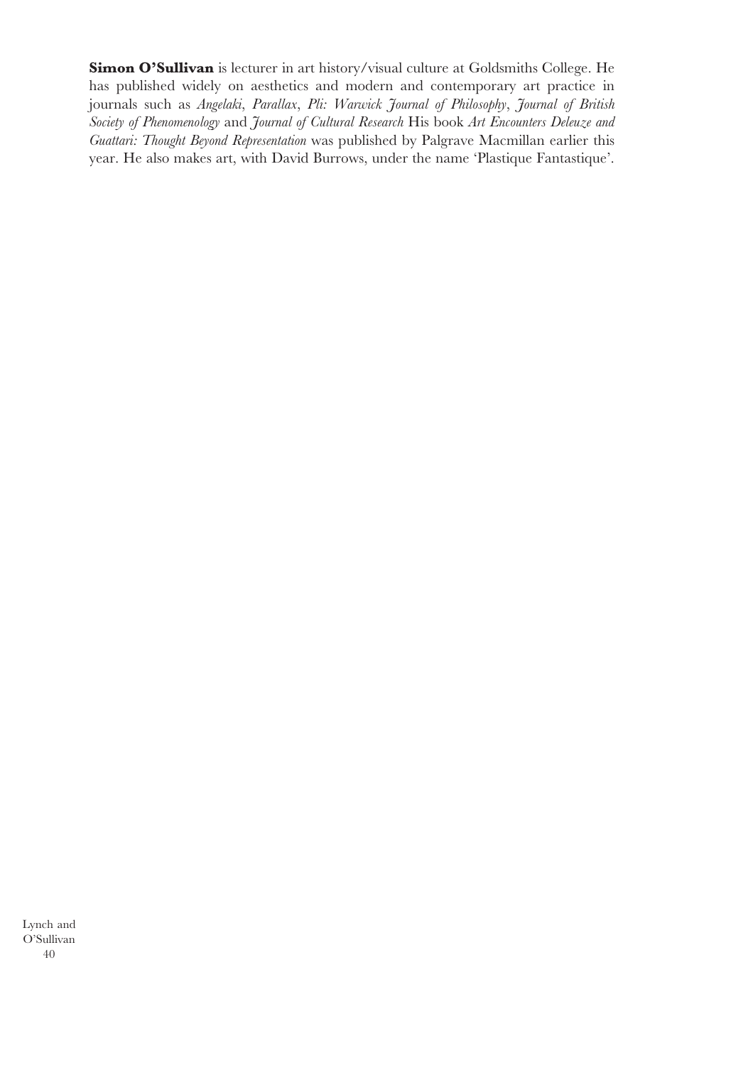**Simon O'Sullivan** is lecturer in art history/visual culture at Goldsmiths College. He has published widely on aesthetics and modern and contemporary art practice in journals such as *Angelaki*, *Parallax*, *Pli: Warwick Journal of Philosophy*, *Journal of British Society of Phenomenology* and *Journal of Cultural Research* His book *Art Encounters Deleuze and Guattari: Thought Beyond Representation* was published by Palgrave Macmillan earlier this year. He also makes art, with David Burrows, under the name 'Plastique Fantastique'.